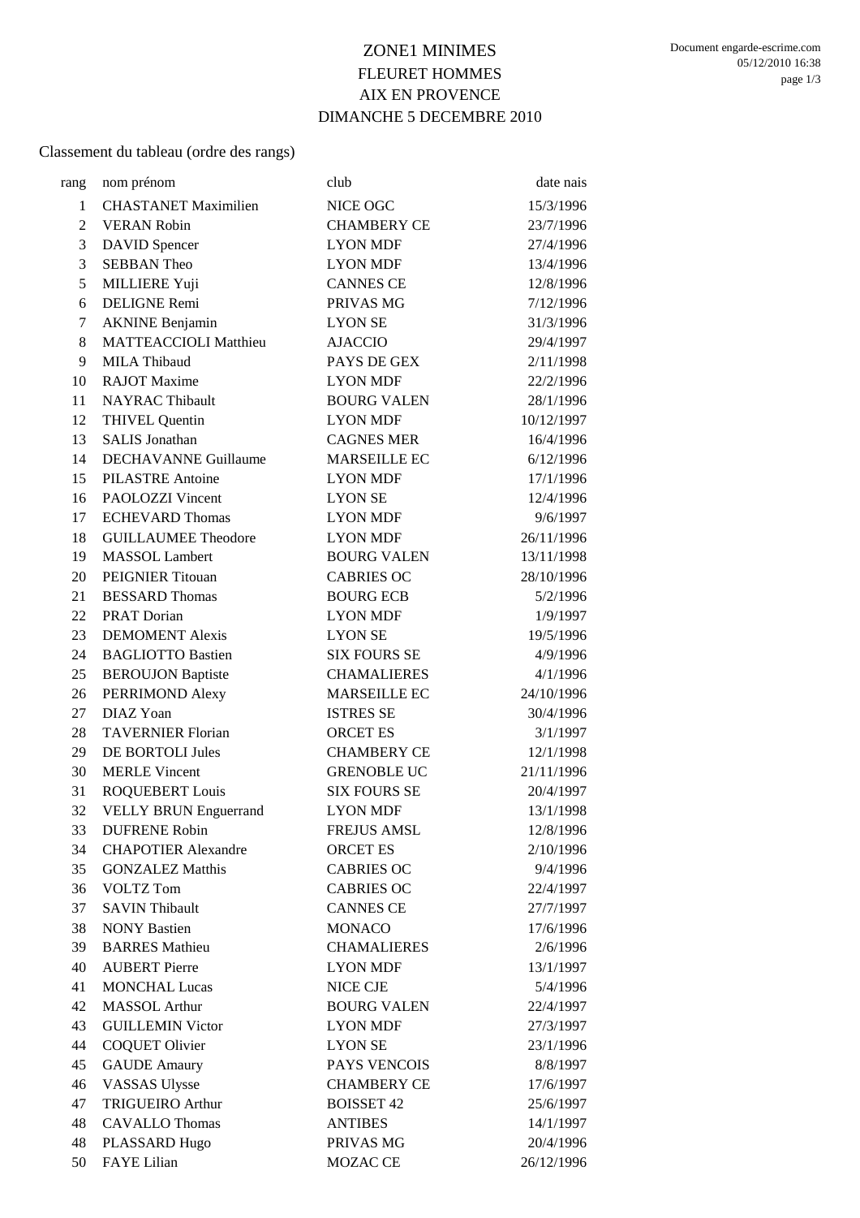# ZONE1 MINIMES
## FLEURET HOMMES
## AIX EN PROVENCE
## DIMANCHE 5 DECEMBRE 2010

Classement du tableau (ordre des rangs)

| rang | nom prénom | club | date nais |
|---|---|---|---|
| 1 | CHASTANET Maximilien | NICE OGC | 15/3/1996 |
| 2 | VERAN Robin | CHAMBERY CE | 23/7/1996 |
| 3 | DAVID Spencer | LYON MDF | 27/4/1996 |
| 3 | SEBBAN Theo | LYON MDF | 13/4/1996 |
| 5 | MILLIERE Yuji | CANNES CE | 12/8/1996 |
| 6 | DELIGNE Remi | PRIVAS MG | 7/12/1996 |
| 7 | AKNINE Benjamin | LYON SE | 31/3/1996 |
| 8 | MATTEACCIOLI Matthieu | AJACCIO | 29/4/1997 |
| 9 | MILA Thibaud | PAYS DE GEX | 2/11/1998 |
| 10 | RAJOT Maxime | LYON MDF | 22/2/1996 |
| 11 | NAYRAC Thibault | BOURG VALEN | 28/1/1996 |
| 12 | THIVEL Quentin | LYON MDF | 10/12/1997 |
| 13 | SALIS Jonathan | CAGNES MER | 16/4/1996 |
| 14 | DECHAVANNE Guillaume | MARSEILLE EC | 6/12/1996 |
| 15 | PILASTRE Antoine | LYON MDF | 17/1/1996 |
| 16 | PAOLOZZI Vincent | LYON SE | 12/4/1996 |
| 17 | ECHEVARD Thomas | LYON MDF | 9/6/1997 |
| 18 | GUILLAUMEE Theodore | LYON MDF | 26/11/1996 |
| 19 | MASSOL Lambert | BOURG VALEN | 13/11/1998 |
| 20 | PEIGNIER Titouan | CABRIES OC | 28/10/1996 |
| 21 | BESSARD Thomas | BOURG ECB | 5/2/1996 |
| 22 | PRAT Dorian | LYON MDF | 1/9/1997 |
| 23 | DEMOMENT Alexis | LYON SE | 19/5/1996 |
| 24 | BAGLIOTTO Bastien | SIX FOURS SE | 4/9/1996 |
| 25 | BEROUJON Baptiste | CHAMALIERES | 4/1/1996 |
| 26 | PERRIMOND Alexy | MARSEILLE EC | 24/10/1996 |
| 27 | DIAZ Yoan | ISTRES SE | 30/4/1996 |
| 28 | TAVERNIER Florian | ORCET ES | 3/1/1997 |
| 29 | DE BORTOLI Jules | CHAMBERY CE | 12/1/1998 |
| 30 | MERLE Vincent | GRENOBLE UC | 21/11/1996 |
| 31 | ROQUEBERT Louis | SIX FOURS SE | 20/4/1997 |
| 32 | VELLY BRUN Enguerrand | LYON MDF | 13/1/1998 |
| 33 | DUFRENE Robin | FREJUS AMSL | 12/8/1996 |
| 34 | CHAPOTIER Alexandre | ORCET ES | 2/10/1996 |
| 35 | GONZALEZ Matthis | CABRIES OC | 9/4/1996 |
| 36 | VOLTZ Tom | CABRIES OC | 22/4/1997 |
| 37 | SAVIN Thibault | CANNES CE | 27/7/1997 |
| 38 | NONY Bastien | MONACO | 17/6/1996 |
| 39 | BARRES Mathieu | CHAMALIERES | 2/6/1996 |
| 40 | AUBERT Pierre | LYON MDF | 13/1/1997 |
| 41 | MONCHAL Lucas | NICE CJE | 5/4/1996 |
| 42 | MASSOL Arthur | BOURG VALEN | 22/4/1997 |
| 43 | GUILLEMIN Victor | LYON MDF | 27/3/1997 |
| 44 | COQUET Olivier | LYON SE | 23/1/1996 |
| 45 | GAUDE Amaury | PAYS VENCOIS | 8/8/1997 |
| 46 | VASSAS Ulysse | CHAMBERY CE | 17/6/1997 |
| 47 | TRIGUEIRO Arthur | BOISSET 42 | 25/6/1997 |
| 48 | CAVALLO Thomas | ANTIBES | 14/1/1997 |
| 48 | PLASSARD Hugo | PRIVAS MG | 20/4/1996 |
| 50 | FAYE Lilian | MOZAC CE | 26/12/1996 |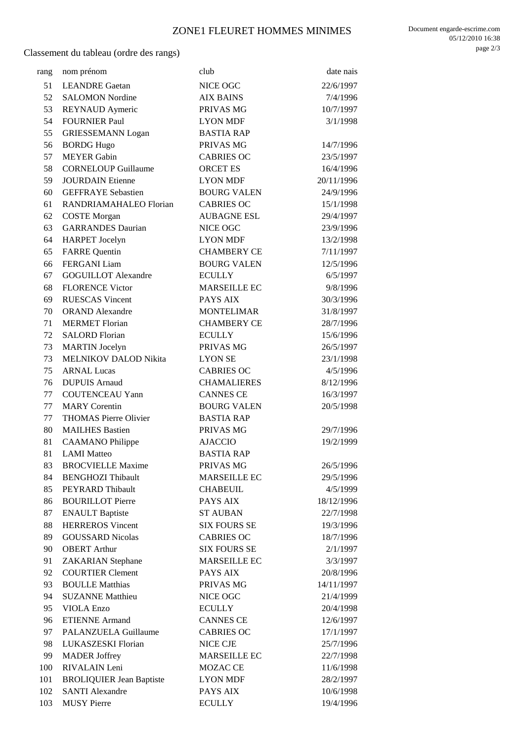# ZONE1 FLEURET HOMMES MINIMES

Classement du tableau (ordre des rangs)

| rang | nom prénom | club | date nais |
|---|---|---|---|
| 51 | LEANDRE Gaetan | NICE OGC | 22/6/1997 |
| 52 | SALOMON Nordine | AIX BAINS | 7/4/1996 |
| 53 | REYNAUD Aymeric | PRIVAS MG | 10/7/1997 |
| 54 | FOURNIER Paul | LYON MDF | 3/1/1998 |
| 55 | GRIESSEMANN Logan | BASTIA RAP | |
| 56 | BORDG Hugo | PRIVAS MG | 14/7/1996 |
| 57 | MEYER Gabin | CABRIES OC | 23/5/1997 |
| 58 | CORNELOUP Guillaume | ORCET ES | 16/4/1996 |
| 59 | JOURDAIN Etienne | LYON MDF | 20/11/1996 |
| 60 | GEFFRAYE Sebastien | BOURG VALEN | 24/9/1996 |
| 61 | RANDRIAMAHALEO Florian | CABRIES OC | 15/1/1998 |
| 62 | COSTE Morgan | AUBAGNE ESL | 29/4/1997 |
| 63 | GARRANDES Daurian | NICE OGC | 23/9/1996 |
| 64 | HARPET Jocelyn | LYON MDF | 13/2/1998 |
| 65 | FARRE Quentin | CHAMBERY CE | 7/11/1997 |
| 66 | FERGANI Liam | BOURG VALEN | 12/5/1996 |
| 67 | GOGUILLOT Alexandre | ECULLY | 6/5/1997 |
| 68 | FLORENCE Victor | MARSEILLE EC | 9/8/1996 |
| 69 | RUESCAS Vincent | PAYS AIX | 30/3/1996 |
| 70 | ORAND Alexandre | MONTELIMAR | 31/8/1997 |
| 71 | MERMET Florian | CHAMBERY CE | 28/7/1996 |
| 72 | SALORD Florian | ECULLY | 15/6/1996 |
| 73 | MARTIN Jocelyn | PRIVAS MG | 26/5/1997 |
| 73 | MELNIKOV DALOD Nikita | LYON SE | 23/1/1998 |
| 75 | ARNAL Lucas | CABRIES OC | 4/5/1996 |
| 76 | DUPUIS Arnaud | CHAMALIERES | 8/12/1996 |
| 77 | COUTENCEAU Yann | CANNES CE | 16/3/1997 |
| 77 | MARY Corentin | BOURG VALEN | 20/5/1998 |
| 77 | THOMAS Pierre Olivier | BASTIA RAP | |
| 80 | MAILHES Bastien | PRIVAS MG | 29/7/1996 |
| 81 | CAAMANO Philippe | AJACCIO | 19/2/1999 |
| 81 | LAMI Matteo | BASTIA RAP | |
| 83 | BROCVIELLE Maxime | PRIVAS MG | 26/5/1996 |
| 84 | BENGHOZI Thibault | MARSEILLE EC | 29/5/1996 |
| 85 | PEYRARD Thibault | CHABEUIL | 4/5/1999 |
| 86 | BOURILLOT Pierre | PAYS AIX | 18/12/1996 |
| 87 | ENAULT Baptiste | ST AUBAN | 22/7/1998 |
| 88 | HERREROS Vincent | SIX FOURS SE | 19/3/1996 |
| 89 | GOUSSARD Nicolas | CABRIES OC | 18/7/1996 |
| 90 | OBERT Arthur | SIX FOURS SE | 2/1/1997 |
| 91 | ZAKARIAN Stephane | MARSEILLE EC | 3/3/1997 |
| 92 | COURTIER Clement | PAYS AIX | 20/8/1996 |
| 93 | BOULLE Matthias | PRIVAS MG | 14/11/1997 |
| 94 | SUZANNE Matthieu | NICE OGC | 21/4/1999 |
| 95 | VIOLA Enzo | ECULLY | 20/4/1998 |
| 96 | ETIENNE Armand | CANNES CE | 12/6/1997 |
| 97 | PALANZUELA Guillaume | CABRIES OC | 17/1/1997 |
| 98 | LUKASZESKI Florian | NICE CJE | 25/7/1996 |
| 99 | MADER Joffrey | MARSEILLE EC | 22/7/1998 |
| 100 | RIVALAIN Leni | MOZAC CE | 11/6/1998 |
| 101 | BROLIQUIER Jean Baptiste | LYON MDF | 28/2/1997 |
| 102 | SANTI Alexandre | PAYS AIX | 10/6/1998 |
| 103 | MUSY Pierre | ECULLY | 19/4/1996 |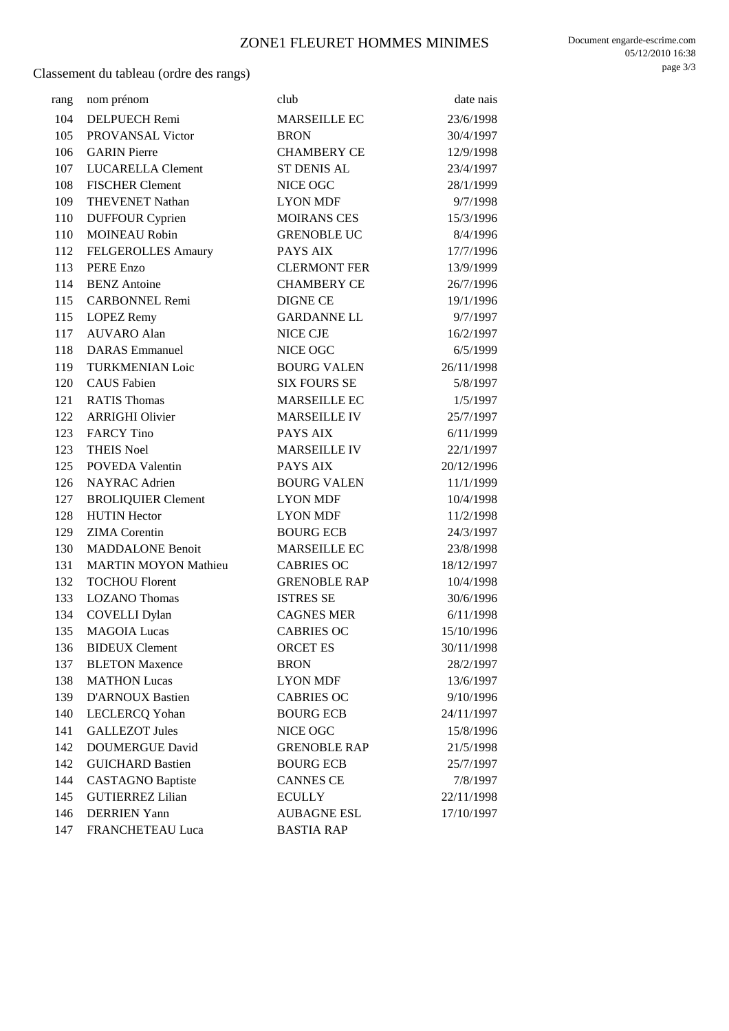# ZONE1 FLEURET HOMMES MINIMES

Document engarde-escrime.com
05/12/2010 16:38

## Classement du tableau (ordre des rangs)

| rang | nom prénom | club | date nais |
|---|---|---|---|
| 104 | DELPUECH Remi | MARSEILLE EC | 23/6/1998 |
| 105 | PROVANSAL Victor | BRON | 30/4/1997 |
| 106 | GARIN Pierre | CHAMBERY CE | 12/9/1998 |
| 107 | LUCARELLA Clement | ST DENIS AL | 23/4/1997 |
| 108 | FISCHER Clement | NICE OGC | 28/1/1999 |
| 109 | THEVENET Nathan | LYON MDF | 9/7/1998 |
| 110 | DUFFOUR Cyprien | MOIRANS CES | 15/3/1996 |
| 110 | MOINEAU Robin | GRENOBLE UC | 8/4/1996 |
| 112 | FELGEROLLES Amaury | PAYS AIX | 17/7/1996 |
| 113 | PERE Enzo | CLERMONT FER | 13/9/1999 |
| 114 | BENZ Antoine | CHAMBERY CE | 26/7/1996 |
| 115 | CARBONNEL Remi | DIGNE CE | 19/1/1996 |
| 115 | LOPEZ Remy | GARDANNE LL | 9/7/1997 |
| 117 | AUVARO Alan | NICE CJE | 16/2/1997 |
| 118 | DARAS Emmanuel | NICE OGC | 6/5/1999 |
| 119 | TURKMENIAN Loic | BOURG VALEN | 26/11/1998 |
| 120 | CAUS Fabien | SIX FOURS SE | 5/8/1997 |
| 121 | RATIS Thomas | MARSEILLE EC | 1/5/1997 |
| 122 | ARRIGHI Olivier | MARSEILLE IV | 25/7/1997 |
| 123 | FARCY Tino | PAYS AIX | 6/11/1999 |
| 123 | THEIS Noel | MARSEILLE IV | 22/1/1997 |
| 125 | POVEDA Valentin | PAYS AIX | 20/12/1996 |
| 126 | NAYRAC Adrien | BOURG VALEN | 11/1/1999 |
| 127 | BROLIQUIER Clement | LYON MDF | 10/4/1998 |
| 128 | HUTIN Hector | LYON MDF | 11/2/1998 |
| 129 | ZIMA Corentin | BOURG ECB | 24/3/1997 |
| 130 | MADDALONE Benoit | MARSEILLE EC | 23/8/1998 |
| 131 | MARTIN MOYON Mathieu | CABRIES OC | 18/12/1997 |
| 132 | TOCHOU Florent | GRENOBLE RAP | 10/4/1998 |
| 133 | LOZANO Thomas | ISTRES SE | 30/6/1996 |
| 134 | COVELLI Dylan | CAGNES MER | 6/11/1998 |
| 135 | MAGOIA Lucas | CABRIES OC | 15/10/1996 |
| 136 | BIDEUX Clement | ORCET ES | 30/11/1998 |
| 137 | BLETON Maxence | BRON | 28/2/1997 |
| 138 | MATHON Lucas | LYON MDF | 13/6/1997 |
| 139 | D'ARNOUX Bastien | CABRIES OC | 9/10/1996 |
| 140 | LECLERCQ Yohan | BOURG ECB | 24/11/1997 |
| 141 | GALLEZOT Jules | NICE OGC | 15/8/1996 |
| 142 | DOUMERGUE David | GRENOBLE RAP | 21/5/1998 |
| 142 | GUICHARD Bastien | BOURG ECB | 25/7/1997 |
| 144 | CASTAGNO Baptiste | CANNES CE | 7/8/1997 |
| 145 | GUTIERREZ Lilian | ECULLY | 22/11/1998 |
| 146 | DERRIEN Yann | AUBAGNE ESL | 17/10/1997 |
| 147 | FRANCHETEAU Luca | BASTIA RAP | |